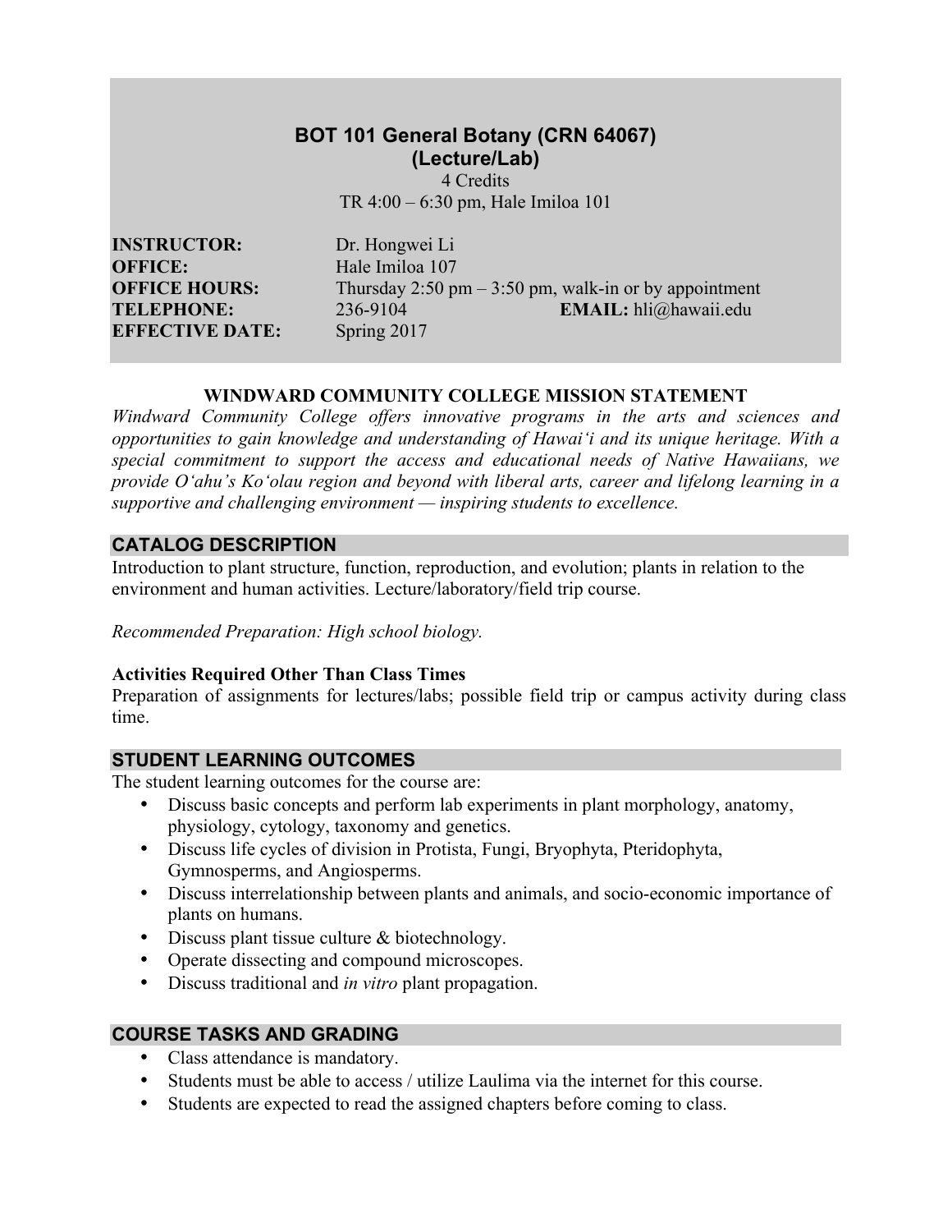# BOT 101 General Botany (CRN 64067)
## (Lecture/Lab)

4 Credits

TR 4:00 – 6:30 pm, Hale Imiloa 101

**INSTRUCTOR:** Dr. Hongwei Li
**OFFICE:** Hale Imiloa 107
**OFFICE HOURS:** Thursday 2:50 pm – 3:50 pm, walk-in or by appointment
**TELEPHONE:** 236-9104 **EMAIL:** hli@hawaii.edu
**EFFECTIVE DATE:** Spring 2017

**WINDWARD COMMUNITY COLLEGE MISSION STATEMENT**

*Windward Community College offers innovative programs in the arts and sciences and opportunities to gain knowledge and understanding of Hawaiʻi and its unique heritage. With a special commitment to support the access and educational needs of Native Hawaiians, we provide Oʻahu's Koʻolau region and beyond with liberal arts, career and lifelong learning in a supportive and challenging environment — inspiring students to excellence.*

## CATALOG DESCRIPTION

Introduction to plant structure, function, reproduction, and evolution; plants in relation to the environment and human activities. Lecture/laboratory/field trip course.

*Recommended Preparation: High school biology.*

**Activities Required Other Than Class Times**

Preparation of assignments for lectures/labs; possible field trip or campus activity during class time.

## STUDENT LEARNING OUTCOMES

The student learning outcomes for the course are:

- Discuss basic concepts and perform lab experiments in plant morphology, anatomy, physiology, cytology, taxonomy and genetics.
- Discuss life cycles of division in Protista, Fungi, Bryophyta, Pteridophyta, Gymnosperms, and Angiosperms.
- Discuss interrelationship between plants and animals, and socio-economic importance of plants on humans.
- Discuss plant tissue culture & biotechnology.
- Operate dissecting and compound microscopes.
- Discuss traditional and *in vitro* plant propagation.

## COURSE TASKS AND GRADING

- Class attendance is mandatory.
- Students must be able to access / utilize Laulima via the internet for this course.
- Students are expected to read the assigned chapters before coming to class.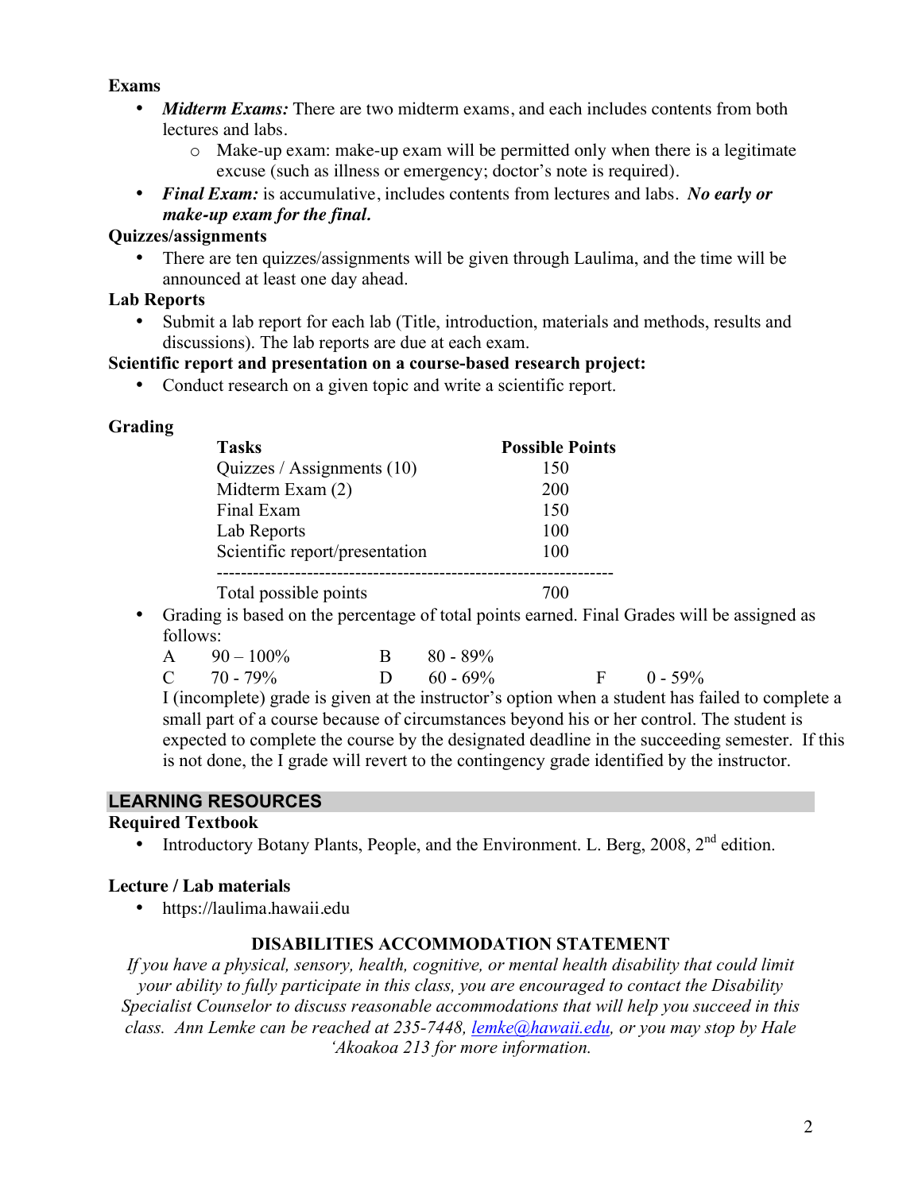**Exams**

- ***Midterm Exams:*** There are two midterm exams, and each includes contents from both lectures and labs.
    - Make-up exam: make-up exam will be permitted only when there is a legitimate excuse (such as illness or emergency; doctor's note is required).
- ***Final Exam:*** is accumulative, includes contents from lectures and labs. ***No early or make-up exam for the final.***

**Quizzes/assignments**

- There are ten quizzes/assignments will be given through Laulima, and the time will be announced at least one day ahead.

**Lab Reports**

- Submit a lab report for each lab (Title, introduction, materials and methods, results and discussions). The lab reports are due at each exam.

**Scientific report and presentation on a course-based research project:**

- Conduct research on a given topic and write a scientific report.

**Grading**

| Tasks | Possible Points |
|---|---|
| Quizzes / Assignments (10) | 150 |
| Midterm Exam (2) | 200 |
| Final Exam | 150 |
| Lab Reports | 100 |
| Scientific report/presentation | 100 |
| Total possible points | 700 |

- Grading is based on the percentage of total points earned. Final Grades will be assigned as follows:

  A 90 – 100% B 80 - 89%
  C 70 - 79% D 60 - 69% F 0 - 59%

  I (incomplete) grade is given at the instructor's option when a student has failed to complete a small part of a course because of circumstances beyond his or her control. The student is expected to complete the course by the designated deadline in the succeeding semester. If this is not done, the I grade will revert to the contingency grade identified by the instructor.

## LEARNING RESOURCES

**Required Textbook**

- Introductory Botany Plants, People, and the Environment. L. Berg, 2008, 2nd edition.

**Lecture / Lab materials**

- https://laulima.hawaii.edu

**DISABILITIES ACCOMMODATION STATEMENT**

*If you have a physical, sensory, health, cognitive, or mental health disability that could limit your ability to fully participate in this class, you are encouraged to contact the Disability Specialist Counselor to discuss reasonable accommodations that will help you succeed in this class. Ann Lemke can be reached at 235-7448, lemke@hawaii.edu, or you may stop by Hale 'Akoakoa 213 for more information.*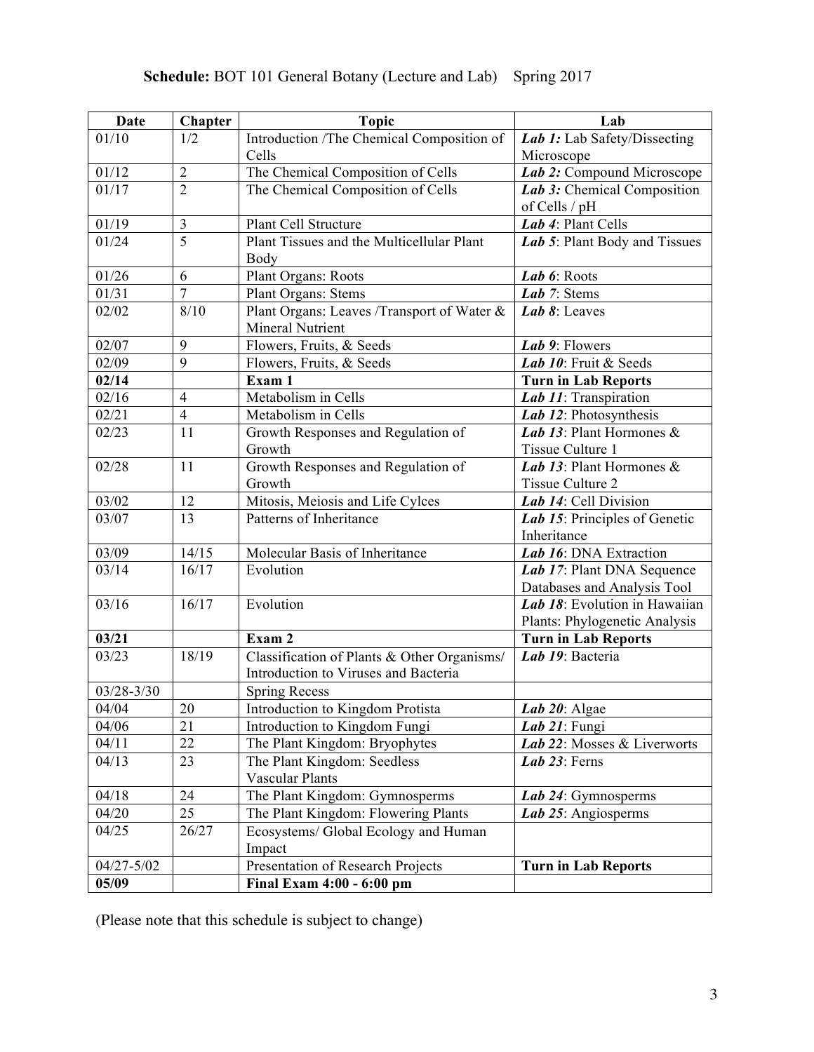**Schedule:** BOT 101 General Botany (Lecture and Lab) Spring 2017

| Date | Chapter | Topic | Lab |
|---|---|---|---|
| 01/10 | 1/2 | Introduction /The Chemical Composition of Cells | ***Lab 1:*** Lab Safety/Dissecting Microscope |
| 01/12 | 2 | The Chemical Composition of Cells | ***Lab 2:*** Compound Microscope |
| 01/17 | 2 | The Chemical Composition of Cells | ***Lab 3:*** Chemical Composition of Cells / pH |
| 01/19 | 3 | Plant Cell Structure | ***Lab 4***: Plant Cells |
| 01/24 | 5 | Plant Tissues and the Multicellular Plant Body | ***Lab 5***: Plant Body and Tissues |
| 01/26 | 6 | Plant Organs: Roots | ***Lab 6***: Roots |
| 01/31 | 7 | Plant Organs: Stems | ***Lab 7***: Stems |
| 02/02 | 8/10 | Plant Organs: Leaves /Transport of Water & Mineral Nutrient | ***Lab 8***: Leaves |
| 02/07 | 9 | Flowers, Fruits, & Seeds | ***Lab 9***: Flowers |
| 02/09 | 9 | Flowers, Fruits, & Seeds | ***Lab 10***: Fruit & Seeds |
| **02/14** | | **Exam 1** | **Turn in Lab Reports** |
| 02/16 | 4 | Metabolism in Cells | ***Lab 11***: Transpiration |
| 02/21 | 4 | Metabolism in Cells | ***Lab 12***: Photosynthesis |
| 02/23 | 11 | Growth Responses and Regulation of Growth | ***Lab 13***: Plant Hormones & Tissue Culture 1 |
| 02/28 | 11 | Growth Responses and Regulation of Growth | ***Lab 13***: Plant Hormones & Tissue Culture 2 |
| 03/02 | 12 | Mitosis, Meiosis and Life Cylces | ***Lab 14***: Cell Division |
| 03/07 | 13 | Patterns of Inheritance | ***Lab 15***: Principles of Genetic Inheritance |
| 03/09 | 14/15 | Molecular Basis of Inheritance | ***Lab 16***: DNA Extraction |
| 03/14 | 16/17 | Evolution | ***Lab 17***: Plant DNA Sequence Databases and Analysis Tool |
| 03/16 | 16/17 | Evolution | ***Lab 18***: Evolution in Hawaiian Plants: Phylogenetic Analysis |
| **03/21** | | **Exam 2** | **Turn in Lab Reports** |
| 03/23 | 18/19 | Classification of Plants & Other Organisms/ Introduction to Viruses and Bacteria | ***Lab 19***: Bacteria |
| 03/28-3/30 | | Spring Recess | |
| 04/04 | 20 | Introduction to Kingdom Protista | ***Lab 20***: Algae |
| 04/06 | 21 | Introduction to Kingdom Fungi | ***Lab 21***: Fungi |
| 04/11 | 22 | The Plant Kingdom: Bryophytes | ***Lab 22***: Mosses & Liverworts |
| 04/13 | 23 | The Plant Kingdom: Seedless Vascular Plants | ***Lab 23***: Ferns |
| 04/18 | 24 | The Plant Kingdom: Gymnosperms | ***Lab 24***: Gymnosperms |
| 04/20 | 25 | The Plant Kingdom: Flowering Plants | ***Lab 25***: Angiosperms |
| 04/25 | 26/27 | Ecosystems/ Global Ecology and Human Impact | |
| 04/27-5/02 | | Presentation of Research Projects | **Turn in Lab Reports** |
| **05/09** | | **Final Exam 4:00 - 6:00 pm** | |

(Please note that this schedule is subject to change)